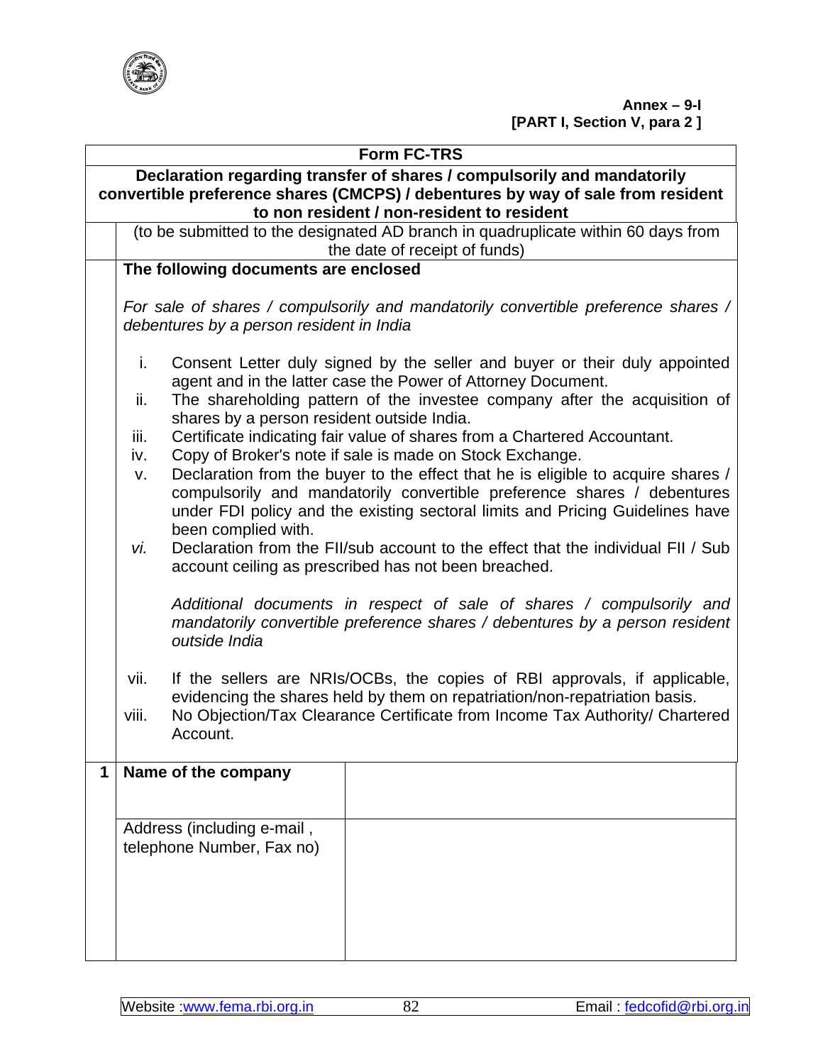**Annex – 9-I**
**[PART I, Section V, para 2 ]**

## Form FC-TRS

**Declaration regarding transfer of shares / compulsorily and mandatorily convertible preference shares (CMCPS) / debentures by way of sale from resident to non resident / non-resident to resident**

(to be submitted to the designated AD branch in quadruplicate within 60 days from the date of receipt of funds)

**The following documents are enclosed**

*For sale of shares / compulsorily and mandatorily convertible preference shares / debentures by a person resident in India*

i. Consent Letter duly signed by the seller and buyer or their duly appointed agent and in the latter case the Power of Attorney Document.
ii. The shareholding pattern of the investee company after the acquisition of shares by a person resident outside India.
iii. Certificate indicating fair value of shares from a Chartered Accountant.
iv. Copy of Broker's note if sale is made on Stock Exchange.
v. Declaration from the buyer to the effect that he is eligible to acquire shares / compulsorily and mandatorily convertible preference shares / debentures under FDI policy and the existing sectoral limits and Pricing Guidelines have been complied with.
vi. Declaration from the FII/sub account to the effect that the individual FII / Sub account ceiling as prescribed has not been breached.

*Additional documents in respect of sale of shares / compulsorily and mandatorily convertible preference shares / debentures by a person resident outside India*

vii. If the sellers are NRIs/OCBs, the copies of RBI approvals, if applicable, evidencing the shares held by them on repatriation/non-repatriation basis.
viii. No Objection/Tax Clearance Certificate from Income Tax Authority/ Chartered Account.

| | | |
|---|---|---|
| 1 | **Name of the company** | |
| | Address (including e-mail , telephone Number, Fax no) | |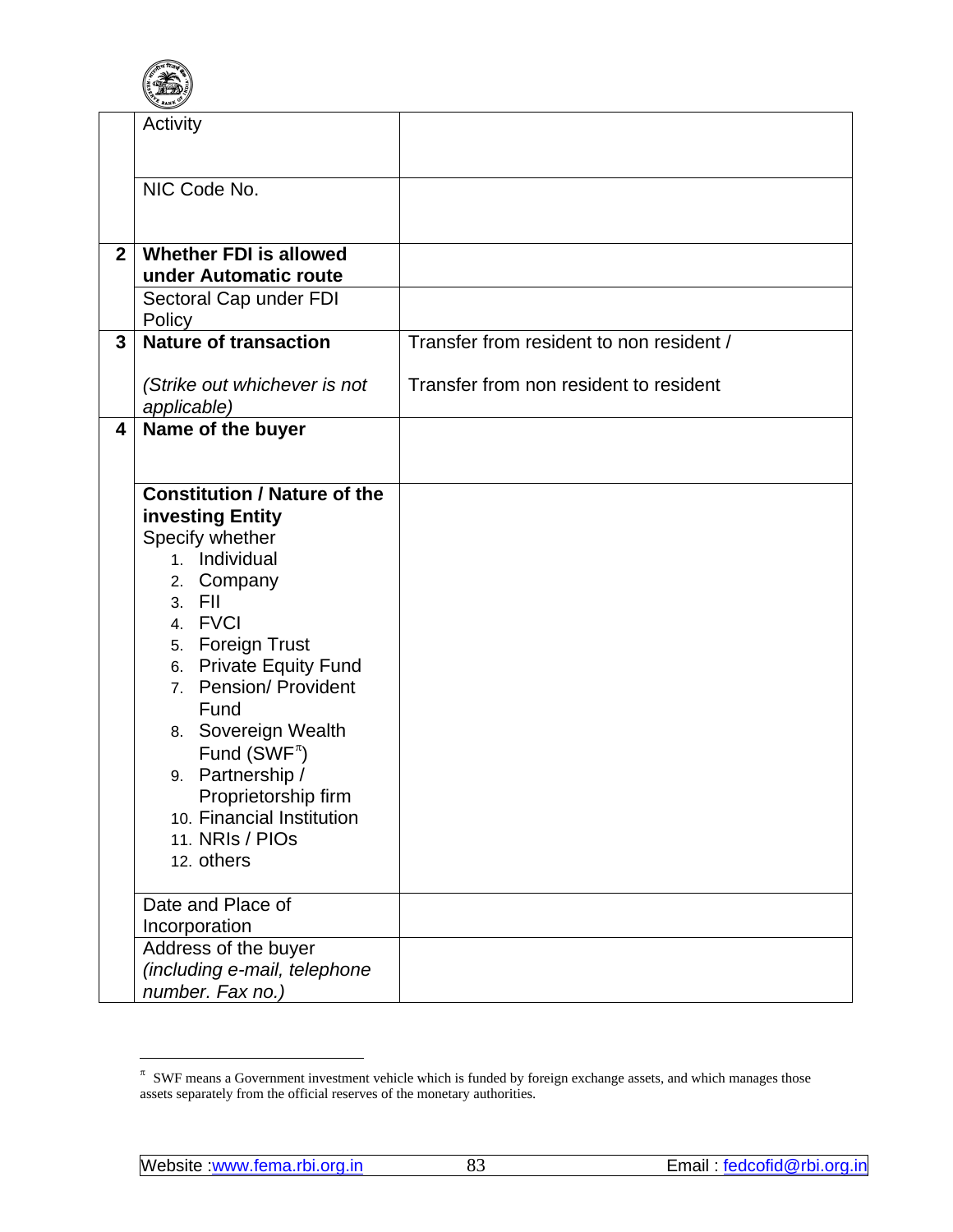| | | |
|---|---|---|
| | Activity | |
| | NIC Code No. | |
| **2** | **Whether FDI is allowed under Automatic route** | |
| | Sectoral Cap under FDI Policy | |
| **3** | **Nature of transaction**<br><br>*(Strike out whichever is not applicable)* | Transfer from resident to non resident /<br><br>Transfer from non resident to resident |
| **4** | **Name of the buyer** | |
| | **Constitution / Nature of the investing Entity**<br>Specify whether<br>1. Individual<br>2. Company<br>3. FII<br>4. FVCI<br>5. Foreign Trust<br>6. Private Equity Fund<br>7. Pension/ Provident Fund<br>8. Sovereign Wealth Fund (SWF[π])<br>9. Partnership / Proprietorship firm<br>10. Financial Institution<br>11. NRIs / PIOs<br>12. others | |
| | Date and Place of Incorporation | |
| | Address of the buyer *(including e-mail, telephone number. Fax no.)* | |

[π] SWF means a Government investment vehicle which is funded by foreign exchange assets, and which manages those assets separately from the official reserves of the monetary authorities.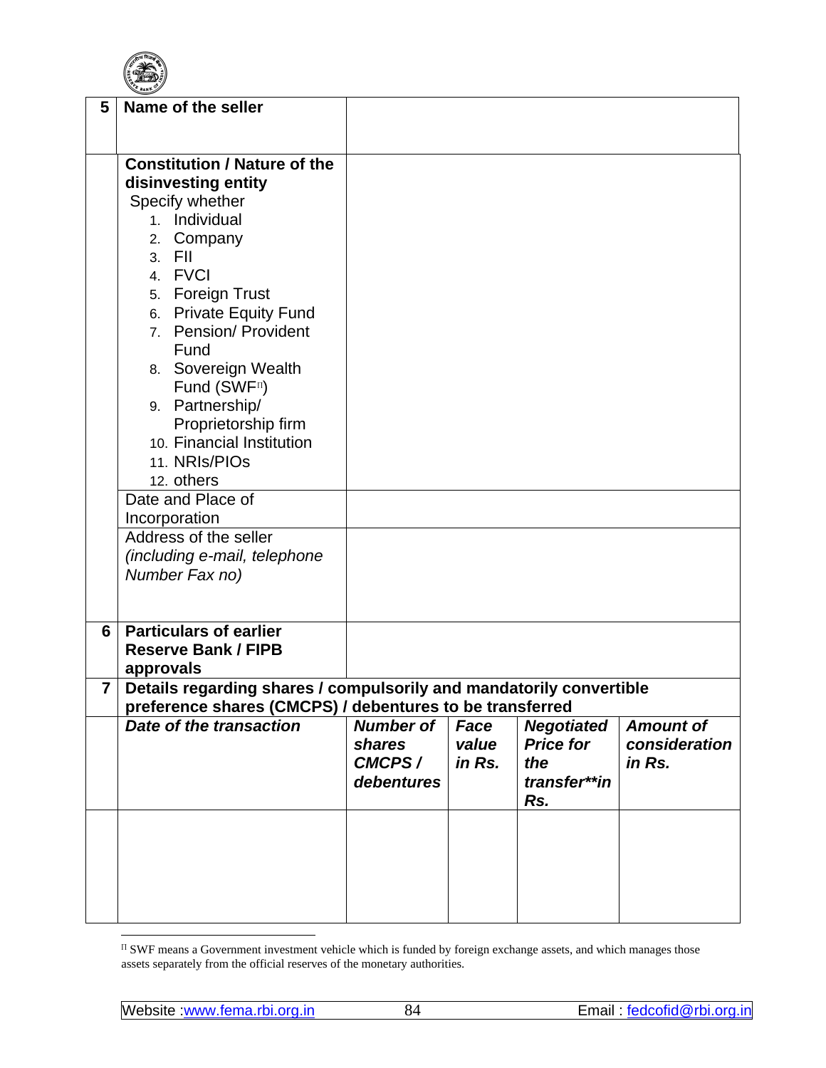| | | | | | |
|---|---|---|---|---|---|
| **5** | **Name of the seller** | | | | |
| | **Constitution / Nature of the disinvesting entity**<br>Specify whether<br>1. Individual<br>2. Company<br>3. FII<br>4. FVCI<br>5. Foreign Trust<br>6. Private Equity Fund<br>7. Pension/ Provident Fund<br>8. Sovereign Wealth Fund (SWF[Π])<br>9. Partnership/ Proprietorship firm<br>10. Financial Institution<br>11. NRIs/PIOs<br>12. others | | | | |
| | Date and Place of Incorporation | | | | |
| | Address of the seller *(including e-mail, telephone Number Fax no)* | | | | |
| **6** | **Particulars of earlier Reserve Bank / FIPB approvals** | | | | |
| **7** | **Details regarding shares / compulsorily and mandatorily convertible preference shares (CMCPS) / debentures to be transferred** | | | | |
| | ***Date of the transaction*** | ***Number of shares CMCPS / debentures*** | ***Face value in Rs.*** | ***Negotiated Price for the transfer**in Rs.*** | ***Amount of consideration in Rs.*** |
| | | | | | |

[Π] SWF means a Government investment vehicle which is funded by foreign exchange assets, and which manages those assets separately from the official reserves of the monetary authorities.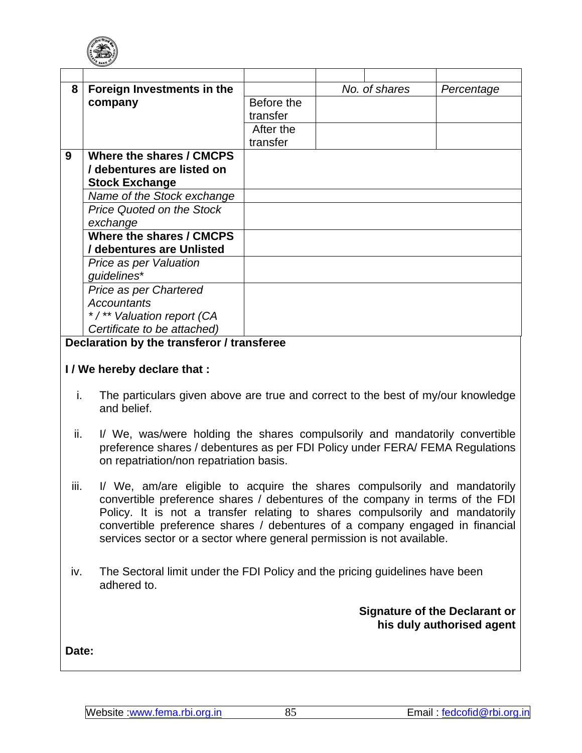| | | | | |
|---|---|---|---|---|
| 8 | **Foreign Investments in the company** | | *No. of shares* | *Percentage* |
| | | Before the transfer | | |
| | | After the transfer | | |
| 9 | **Where the shares / CMCPS / debentures are listed on Stock Exchange** | | | |
| | *Name of the Stock exchange* | | | |
| | *Price Quoted on the Stock exchange* | | | |
| | **Where the shares / CMCPS / debentures are Unlisted** | | | |
| | *Price as per Valuation guidelines** | | | |
| | *Price as per Chartered Accountants */ ** Valuation report (CA Certificate to be attached)* | | | |

**Declaration by the transferor / transferee**

**I / We hereby declare that :**

i. The particulars given above are true and correct to the best of my/our knowledge and belief.

ii. I/ We, was/were holding the shares compulsorily and mandatorily convertible preference shares / debentures as per FDI Policy under FERA/ FEMA Regulations on repatriation/non repatriation basis.

iii. I/ We, am/are eligible to acquire the shares compulsorily and mandatorily convertible preference shares / debentures of the company in terms of the FDI Policy. It is not a transfer relating to shares compulsorily and mandatorily convertible preference shares / debentures of a company engaged in financial services sector or a sector where general permission is not available.

iv. The Sectoral limit under the FDI Policy and the pricing guidelines have been adhered to.

**Signature of the Declarant or his duly authorised agent**

**Date:**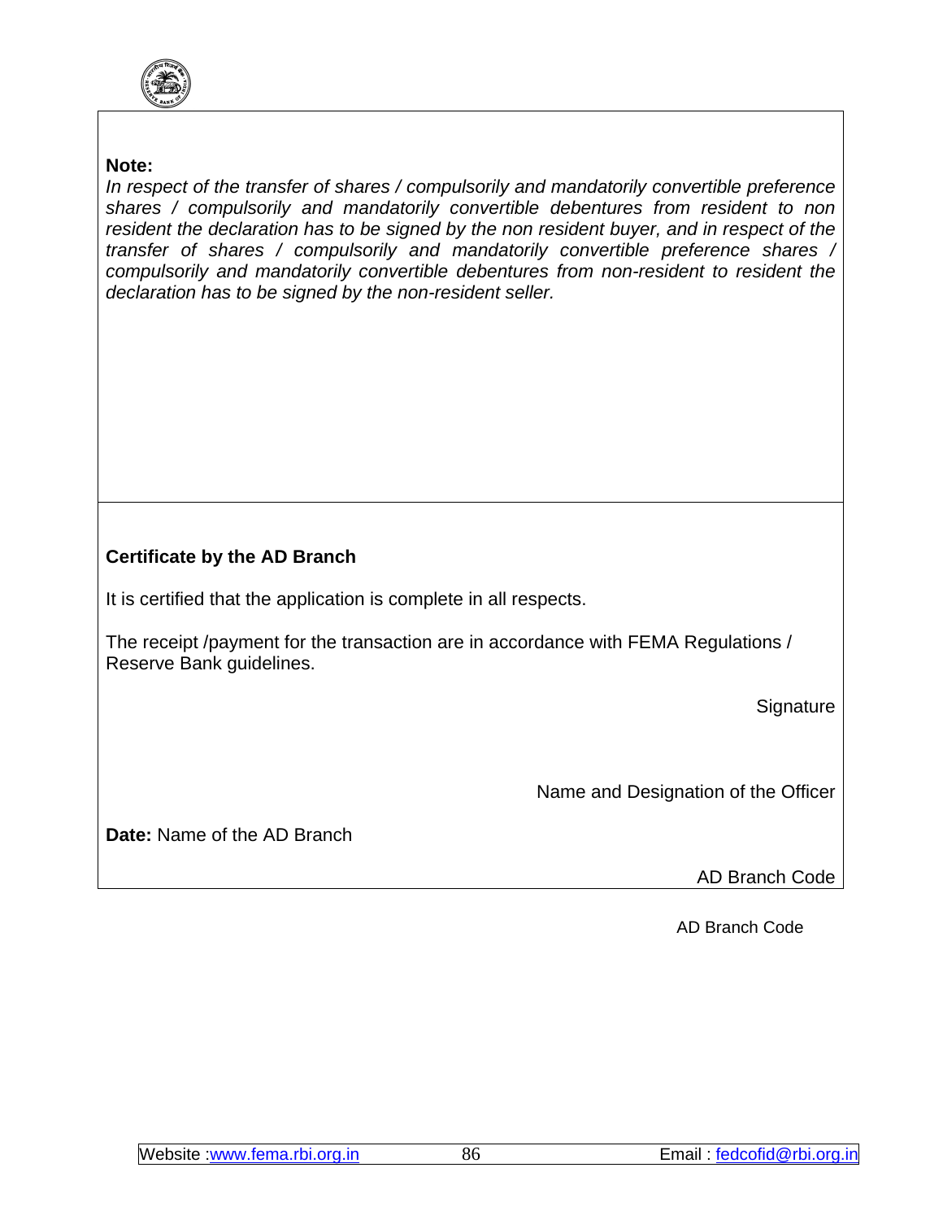**Note:**

*In respect of the transfer of shares / compulsorily and mandatorily convertible preference shares / compulsorily and mandatorily convertible debentures from resident to non resident the declaration has to be signed by the non resident buyer, and in respect of the transfer of shares / compulsorily and mandatorily convertible preference shares / compulsorily and mandatorily convertible debentures from non-resident to resident the declaration has to be signed by the non-resident seller.*

**Certificate by the AD Branch**

It is certified that the application is complete in all respects.

The receipt /payment for the transaction are in accordance with FEMA Regulations / Reserve Bank guidelines.

Signature

Name and Designation of the Officer

**Date:** Name of the AD Branch

AD Branch Code

AD Branch Code